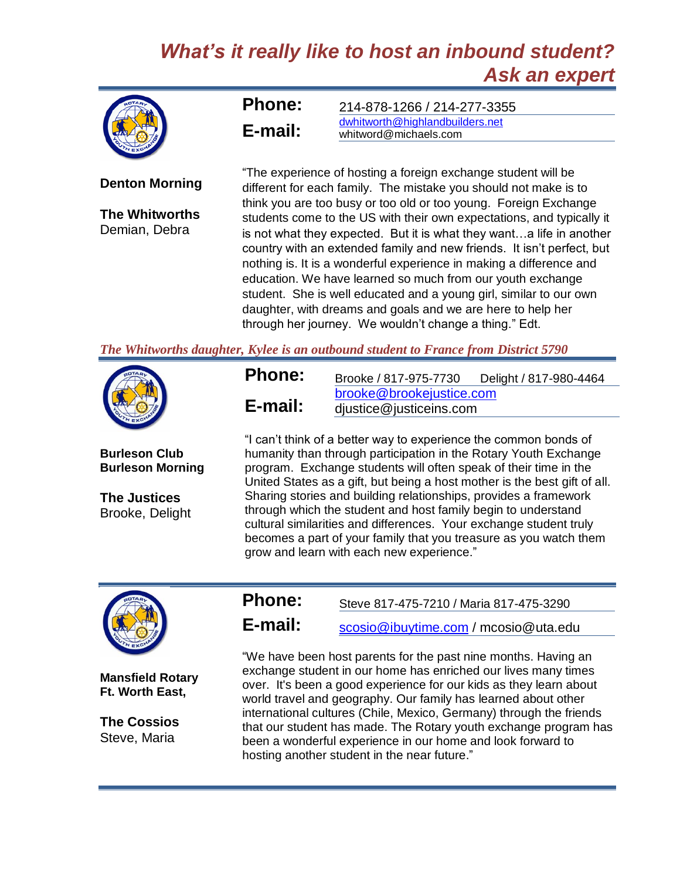# *What's it really like to host an inbound student? Ask an expert*

**Denton Morning**

**The Whitworths**
Demian, Debra

**Phone:** 214-878-1266 / 214-277-3355
**E-mail:** dwhitworth@highlandbuilders.net
whitword@michaels.com

"The experience of hosting a foreign exchange student will be different for each family. The mistake you should not make is to think you are too busy or too old or too young. Foreign Exchange students come to the US with their own expectations, and typically it is not what they expected. But it is what they want…a life in another country with an extended family and new friends. It isn't perfect, but nothing is. It is a wonderful experience in making a difference and education. We have learned so much from our youth exchange student. She is well educated and a young girl, similar to our own daughter, with dreams and goals and we are here to help her through her journey. We wouldn't change a thing." Edt.

*The Whitworths daughter, Kylee is an outbound student to France from District 5790*

---

**Burleson Club**
**Burleson Morning**

**The Justices**
Brooke, Delight

**Phone:** Brooke / 817-975-7730 Delight / 817-980-4464
**E-mail:** brooke@brookejustice.com
djustice@justiceins.com

"I can't think of a better way to experience the common bonds of humanity than through participation in the Rotary Youth Exchange program. Exchange students will often speak of their time in the United States as a gift, but being a host mother is the best gift of all. Sharing stories and building relationships, provides a framework through which the student and host family begin to understand cultural similarities and differences. Your exchange student truly becomes a part of your family that you treasure as you watch them grow and learn with each new experience."

---

**Mansfield Rotary**
**Ft. Worth East,**

**The Cossios**
Steve, Maria

**Phone:** Steve 817-475-7210 / Maria 817-475-3290
**E-mail:** scosio@ibuytime.com / mcosio@uta.edu

"We have been host parents for the past nine months. Having an exchange student in our home has enriched our lives many times over. It's been a good experience for our kids as they learn about world travel and geography. Our family has learned about other international cultures (Chile, Mexico, Germany) through the friends that our student has made. The Rotary youth exchange program has been a wonderful experience in our home and look forward to hosting another student in the near future."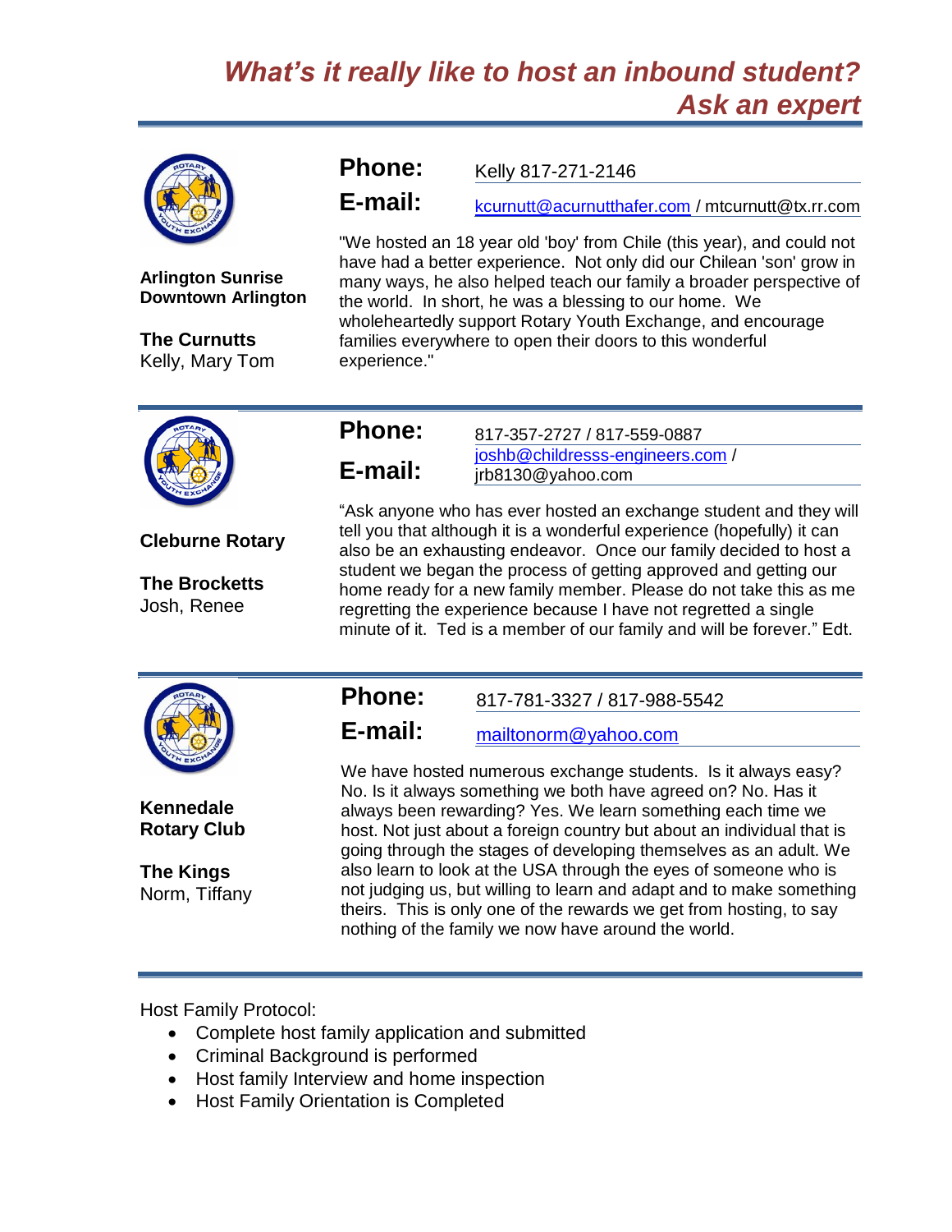# *What's it really like to host an inbound student? Ask an expert*

**Arlington Sunrise Downtown Arlington**

**The Curnutts**
Kelly, Mary Tom

**Phone:** Kelly 817-271-2146

**E-mail:** kcurnutt@acurnutthafer.com / mtcurnutt@tx.rr.com

"We hosted an 18 year old 'boy' from Chile (this year), and could not have had a better experience. Not only did our Chilean 'son' grow in many ways, he also helped teach our family a broader perspective of the world. In short, he was a blessing to our home. We wholeheartedly support Rotary Youth Exchange, and encourage families everywhere to open their doors to this wonderful experience."

---

**Cleburne Rotary**

**The Brocketts**
Josh, Renee

**Phone:** 817-357-2727 / 817-559-0887

**E-mail:** joshb@childresss-engineers.com / jrb8130@yahoo.com

"Ask anyone who has ever hosted an exchange student and they will tell you that although it is a wonderful experience (hopefully) it can also be an exhausting endeavor. Once our family decided to host a student we began the process of getting approved and getting our home ready for a new family member. Please do not take this as me regretting the experience because I have not regretted a single minute of it. Ted is a member of our family and will be forever." Edt.

---

**Kennedale Rotary Club**

**The Kings**
Norm, Tiffany

**Phone:** 817-781-3327 / 817-988-5542

**E-mail:** mailtonorm@yahoo.com

We have hosted numerous exchange students. Is it always easy? No. Is it always something we both have agreed on? No. Has it always been rewarding? Yes. We learn something each time we host. Not just about a foreign country but about an individual that is going through the stages of developing themselves as an adult. We also learn to look at the USA through the eyes of someone who is not judging us, but willing to learn and adapt and to make something theirs. This is only one of the rewards we get from hosting, to say nothing of the family we now have around the world.

---

Host Family Protocol:

- Complete host family application and submitted
- Criminal Background is performed
- Host family Interview and home inspection
- Host Family Orientation is Completed